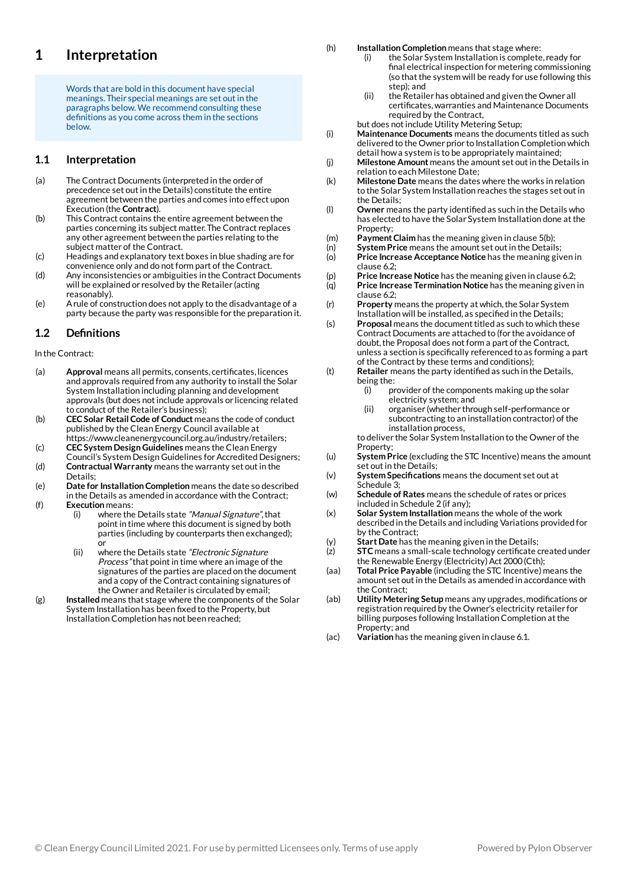# 1 Interpretation

> Words that are bold in this document have special meanings. Their special meanings are set out in the paragraphs below. We recommend consulting these definitions as you come across them in the sections below.

## 1.1 Interpretation

(a) The Contract Documents (interpreted in the order of precedence set out in the Details) constitute the entire agreement between the parties and comes into effect upon Execution (the **Contract**).

(b) This Contract contains the entire agreement between the parties concerning its subject matter. The Contract replaces any other agreement between the parties relating to the subject matter of the Contract.

(c) Headings and explanatory text boxes in blue shading are for convenience only and do not form part of the Contract.

(d) Any inconsistencies or ambiguities in the Contract Documents will be explained or resolved by the Retailer (acting reasonably).

(e) A rule of construction does not apply to the disadvantage of a party because the party was responsible for the preparation it.

## 1.2 Definitions

In the Contract:

(a) **Approval** means all permits, consents, certificates, licences and approvals required from any authority to install the Solar System Installation including planning and development approvals (but does not include approvals or licencing related to conduct of the Retailer's business);

(b) **CEC Solar Retail Code of Conduct** means the code of conduct published by the Clean Energy Council available at https://www.cleanenergycouncil.org.au/industry/retailers;

(c) **CEC System Design Guidelines** means the Clean Energy Council's System Design Guidelines for Accredited Designers;

(d) **Contractual Warranty** means the warranty set out in the Details;

(e) **Date for Installation Completion** means the date so described in the Details as amended in accordance with the Contract;

(f) **Execution** means:

 (i) where the Details state *"Manual Signature"*, that point in time where this document is signed by both parties (including by counterparts then exchanged); or

 (ii) where the Details state *"Electronic Signature Process"* that point in time where an image of the signatures of the parties are placed on the document and a copy of the Contract containing signatures of the Owner and Retailer is circulated by email;

(g) **Installed** means that stage where the components of the Solar System Installation has been fixed to the Property, but Installation Completion has not been reached;

(h) **Installation Completion** means that stage where:

 (i) the Solar System Installation is complete, ready for final electrical inspection for metering commissioning (so that the system will be ready for use following this step); and

 (ii) the Retailer has obtained and given the Owner all certificates, warranties and Maintenance Documents required by the Contract,

 but does not include Utility Metering Setup;

(i) **Maintenance Documents** means the documents titled as such delivered to the Owner prior to Installation Completion which detail how a system is to be appropriately maintained;

(j) **Milestone Amount** means the amount set out in the Details in relation to each Milestone Date;

(k) **Milestone Date** means the dates where the works in relation to the Solar System Installation reaches the stages set out in the Details;

(l) **Owner** means the party identified as such in the Details who has elected to have the Solar System Installation done at the Property;

(m) **Payment Claim** has the meaning given in clause 5(b);

(n) **System Price** means the amount set out in the Details;

(o) **Price Increase Acceptance Notice** has the meaning given in clause 6.2;

(p) **Price Increase Notice** has the meaning given in clause 6.2;

(q) **Price Increase Termination Notice** has the meaning given in clause 6.2;

(r) **Property** means the property at which, the Solar System Installation will be installed, as specified in the Details;

(s) **Proposal** means the document titled as such to which these Contract Documents are attached to (for the avoidance of doubt, the Proposal does not form a part of the Contract, unless a section is specifically referenced to as forming a part of the Contract by these terms and conditions);

(t) **Retailer** means the party identified as such in the Details, being the:

 (i) provider of the components making up the solar electricity system; and

 (ii) organiser (whether through self-performance or subcontracting to an installation contractor) of the installation process,

 to deliver the Solar System Installation to the Owner of the Property;

(u) **System Price** (excluding the STC Incentive) means the amount set out in the Details;

(v) **System Specifications** means the document set out at Schedule 3;

(w) **Schedule of Rates** means the schedule of rates or prices included in Schedule 2 (if any);

(x) **Solar System Installation** means the whole of the work described in the Details and including Variations provided for by the Contract;

(y) **Start Date** has the meaning given in the Details;

(z) **STC** means a small-scale technology certificate created under the Renewable Energy (Electricity) Act 2000 (Cth);

(aa) **Total Price Payable** (including the STC Incentive) means the amount set out in the Details as amended in accordance with the Contract;

(ab) **Utility Metering Setup** means any upgrades, modifications or registration required by the Owner's electricity retailer for billing purposes following Installation Completion at the Property; and

(ac) **Variation** has the meaning given in clause 6.1.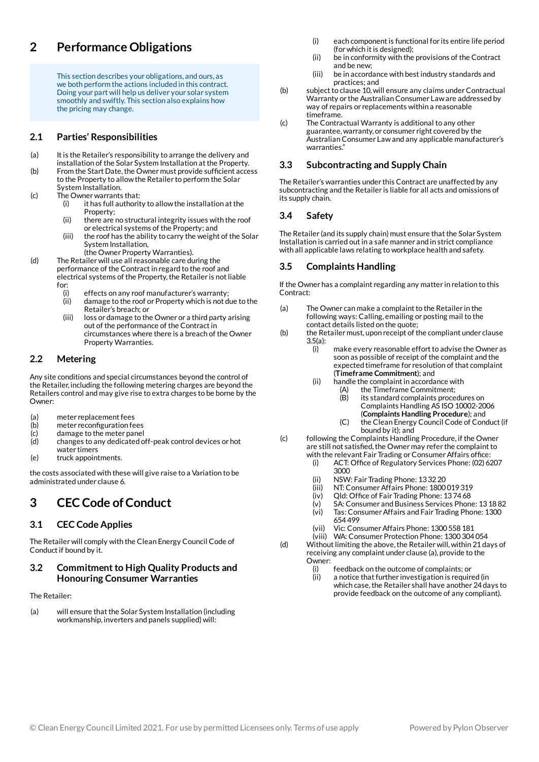# 2 Performance Obligations

This section describes your obligations, and ours, as we both perform the actions included in this contract. Doing your part will help us deliver your solar system smoothly and swiftly. This section also explains how the pricing may change.

## 2.1 Parties' Responsibilities

(a) It is the Retailer's responsibility to arrange the delivery and installation of the Solar System Installation at the Property.

(b) From the Start Date, the Owner must provide sufficient access to the Property to allow the Retailer to perform the Solar System Installation.

(c) The Owner warrants that:
   - (i) it has full authority to allow the installation at the Property;
   - (ii) there are no structural integrity issues with the roof or electrical systems of the Property; and
   - (iii) the roof has the ability to carry the weight of the Solar System Installation,

   (the Owner Property Warranties).

(d) The Retailer will use all reasonable care during the performance of the Contract in regard to the roof and electrical systems of the Property, the Retailer is not liable for:
   - (i) effects on any roof manufacturer's warranty;
   - (ii) damage to the roof or Property which is not due to the Retailer's breach; or
   - (iii) loss or damage to the Owner or a third party arising out of the performance of the Contract in circumstances where there is a breach of the Owner Property Warranties.

## 2.2 Metering

Any site conditions and special circumstances beyond the control of the Retailer, including the following metering charges are beyond the Retailers control and may give rise to extra charges to be borne by the Owner:

(a) meter replacement fees
(b) meter reconfiguration fees
(c) damage to the meter panel
(d) changes to any dedicated off-peak control devices or hot water timers
(e) truck appointments.

the costs associated with these will give raise to a Variation to be administrated under clause 6.

# 3 CEC Code of Conduct

## 3.1 CEC Code Applies

The Retailer will comply with the Clean Energy Council Code of Conduct if bound by it.

## 3.2 Commitment to High Quality Products and Honouring Consumer Warranties

The Retailer:

(a) will ensure that the Solar System Installation (including workmanship, inverters and panels supplied) will:
   - (i) each component is functional for its entire life period (for which it is designed);
   - (ii) be in conformity with the provisions of the Contract and be new;
   - (iii) be in accordance with best industry standards and practices; and

(b) subject to clause 10, will ensure any claims under Contractual Warranty or the Australian Consumer Law are addressed by way of repairs or replacements within a reasonable timeframe.

(c) The Contractual Warranty is additional to any other guarantee, warranty, or consumer right covered by the Australian Consumer Law and any applicable manufacturer's warranties."

## 3.3 Subcontracting and Supply Chain

The Retailer's warranties under this Contract are unaffected by any subcontracting and the Retailer is liable for all acts and omissions of its supply chain.

## 3.4 Safety

The Retailer (and its supply chain) must ensure that the Solar System Installation is carried out in a safe manner and in strict compliance with all applicable laws relating to workplace health and safety.

## 3.5 Complaints Handling

If the Owner has a complaint regarding any matter in relation to this Contract:

(a) The Owner can make a complaint to the Retailer in the following ways: Calling, emailing or posting mail to the contact details listed on the quote;

(b) the Retailer must, upon receipt of the compliant under clause 3.5(a):
   - (i) make every reasonable effort to advise the Owner as soon as possible of receipt of the complaint and the expected timeframe for resolution of that complaint (**Timeframe Commitment**); and
   - (ii) handle the complaint in accordance with
     - (A) the Timeframe Commitment;
     - (B) its standard complaints procedures on Complaints Handling AS ISO 10002-2006 (**Complaints Handling Procedure**); and
     - (C) the Clean Energy Council Code of Conduct (if bound by it); and

(c) following the Complaints Handling Procedure, if the Owner are still not satisfied, the Owner may refer the complaint to with the relevant Fair Trading or Consumer Affairs office:
   - (i) ACT: Office of Regulatory Services Phone: (02) 6207 3000
   - (ii) NSW: Fair Trading Phone: 13 32 20
   - (iii) NT: Consumer Affairs Phone: 1800 019 319
   - (iv) Qld: Office of Fair Trading Phone: 13 74 68
   - (v) SA: Consumer and Business Services Phone: 13 18 82
   - (vi) Tas: Consumer Affairs and Fair Trading Phone: 1300 654 499
   - (vii) Vic: Consumer Affairs Phone: 1300 558 181
   - (viii) WA: Consumer Protection Phone: 1300 304 054

(d) Without limiting the above, the Retailer will, within 21 days of receiving any complaint under clause (a), provide to the Owner:
   - (i) feedback on the outcome of complaints; or
   - (ii) a notice that further investigation is required (in which case, the Retailer shall have another 24 days to provide feedback on the outcome of any compliant).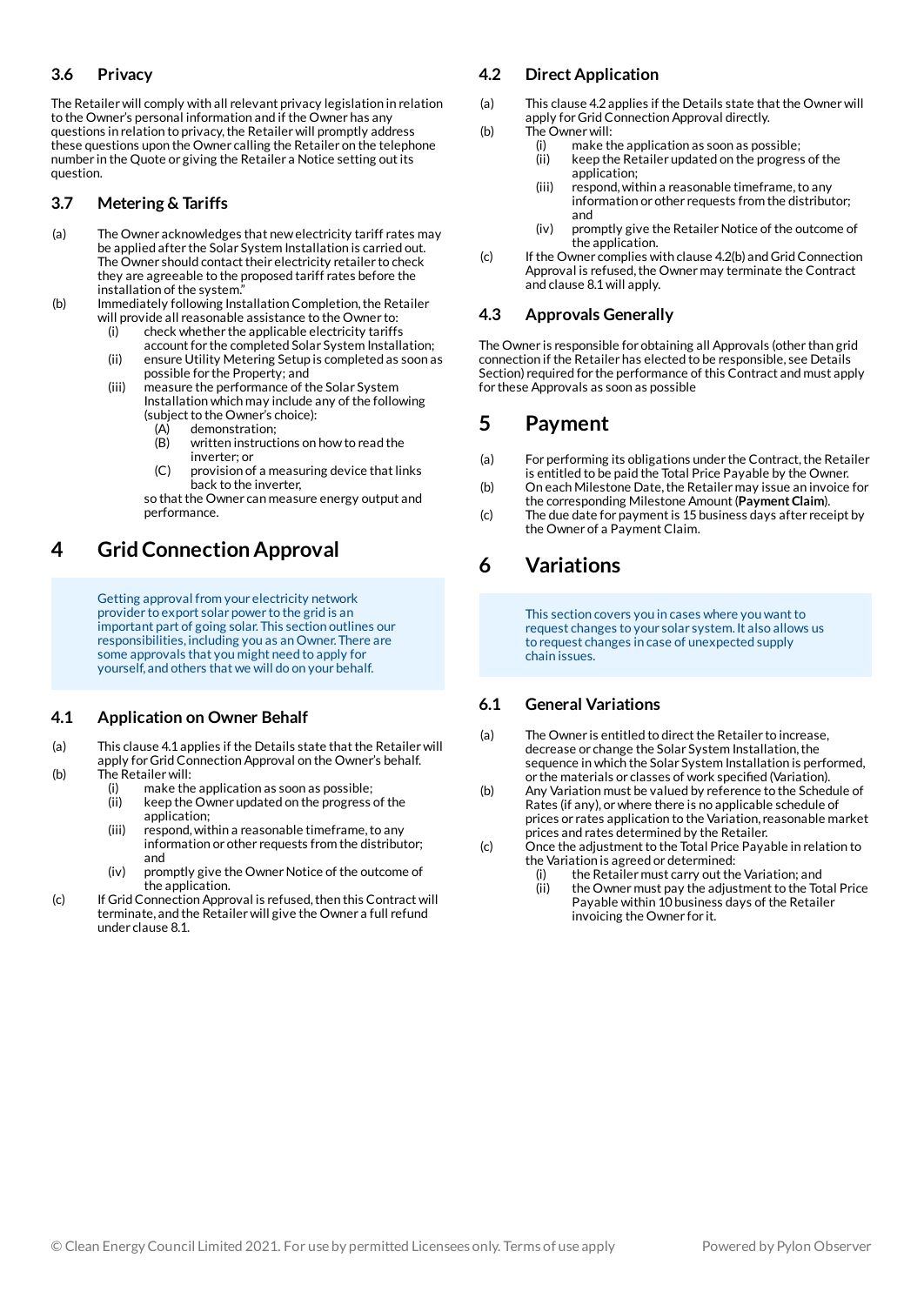### 3.6 Privacy

The Retailer will comply with all relevant privacy legislation in relation to the Owner's personal information and if the Owner has any questions in relation to privacy, the Retailer will promptly address these questions upon the Owner calling the Retailer on the telephone number in the Quote or giving the Retailer a Notice setting out its question.

### 3.7 Metering & Tariffs

(a) The Owner acknowledges that new electricity tariff rates may be applied after the Solar System Installation is carried out. The Owner should contact their electricity retailer to check they are agreeable to the proposed tariff rates before the installation of the system."

(b) Immediately following Installation Completion, the Retailer will provide all reasonable assistance to the Owner to:

- (i) check whether the applicable electricity tariffs account for the completed Solar System Installation;
- (ii) ensure Utility Metering Setup is completed as soon as possible for the Property; and
- (iii) measure the performance of the Solar System Installation which may include any of the following (subject to the Owner's choice):
  - (A) demonstration;
  - (B) written instructions on how to read the inverter; or
  - (C) provision of a measuring device that links back to the inverter,

  so that the Owner can measure energy output and performance.

## 4 Grid Connection Approval

Getting approval from your electricity network provider to export solar power to the grid is an important part of going solar. This section outlines our responsibilities, including you as an Owner. There are some approvals that you might need to apply for yourself, and others that we will do on your behalf.

### 4.1 Application on Owner Behalf

(a) This clause 4.1 applies if the Details state that the Retailer will apply for Grid Connection Approval on the Owner's behalf.

(b) The Retailer will:

- (i) make the application as soon as possible;
- (ii) keep the Owner updated on the progress of the application;
- (iii) respond, within a reasonable timeframe, to any information or other requests from the distributor; and
- (iv) promptly give the Owner Notice of the outcome of the application.

(c) If Grid Connection Approval is refused, then this Contract will terminate, and the Retailer will give the Owner a full refund under clause 8.1.

### 4.2 Direct Application

(a) This clause 4.2 applies if the Details state that the Owner will apply for Grid Connection Approval directly.

(b) The Owner will:

- (i) make the application as soon as possible;
- (ii) keep the Retailer updated on the progress of the application;
- (iii) respond, within a reasonable timeframe, to any information or other requests from the distributor; and
- (iv) promptly give the Retailer Notice of the outcome of the application.

(c) If the Owner complies with clause 4.2(b) and Grid Connection Approval is refused, the Owner may terminate the Contract and clause 8.1 will apply.

### 4.3 Approvals Generally

The Owner is responsible for obtaining all Approvals (other than grid connection if the Retailer has elected to be responsible, see Details Section) required for the performance of this Contract and must apply for these Approvals as soon as possible

## 5 Payment

(a) For performing its obligations under the Contract, the Retailer is entitled to be paid the Total Price Payable by the Owner.

(b) On each Milestone Date, the Retailer may issue an invoice for the corresponding Milestone Amount (**Payment Claim**).

(c) The due date for payment is 15 business days after receipt by the Owner of a Payment Claim.

## 6 Variations

This section covers you in cases where you want to request changes to your solar system. It also allows us to request changes in case of unexpected supply chain issues.

### 6.1 General Variations

(a) The Owner is entitled to direct the Retailer to increase, decrease or change the Solar System Installation, the sequence in which the Solar System Installation is performed, or the materials or classes of work specified (Variation).

(b) Any Variation must be valued by reference to the Schedule of Rates (if any), or where there is no applicable schedule of prices or rates application to the Variation, reasonable market prices and rates determined by the Retailer.

(c) Once the adjustment to the Total Price Payable in relation to the Variation is agreed or determined:

- (i) the Retailer must carry out the Variation; and
- (ii) the Owner must pay the adjustment to the Total Price Payable within 10 business days of the Retailer invoicing the Owner for it.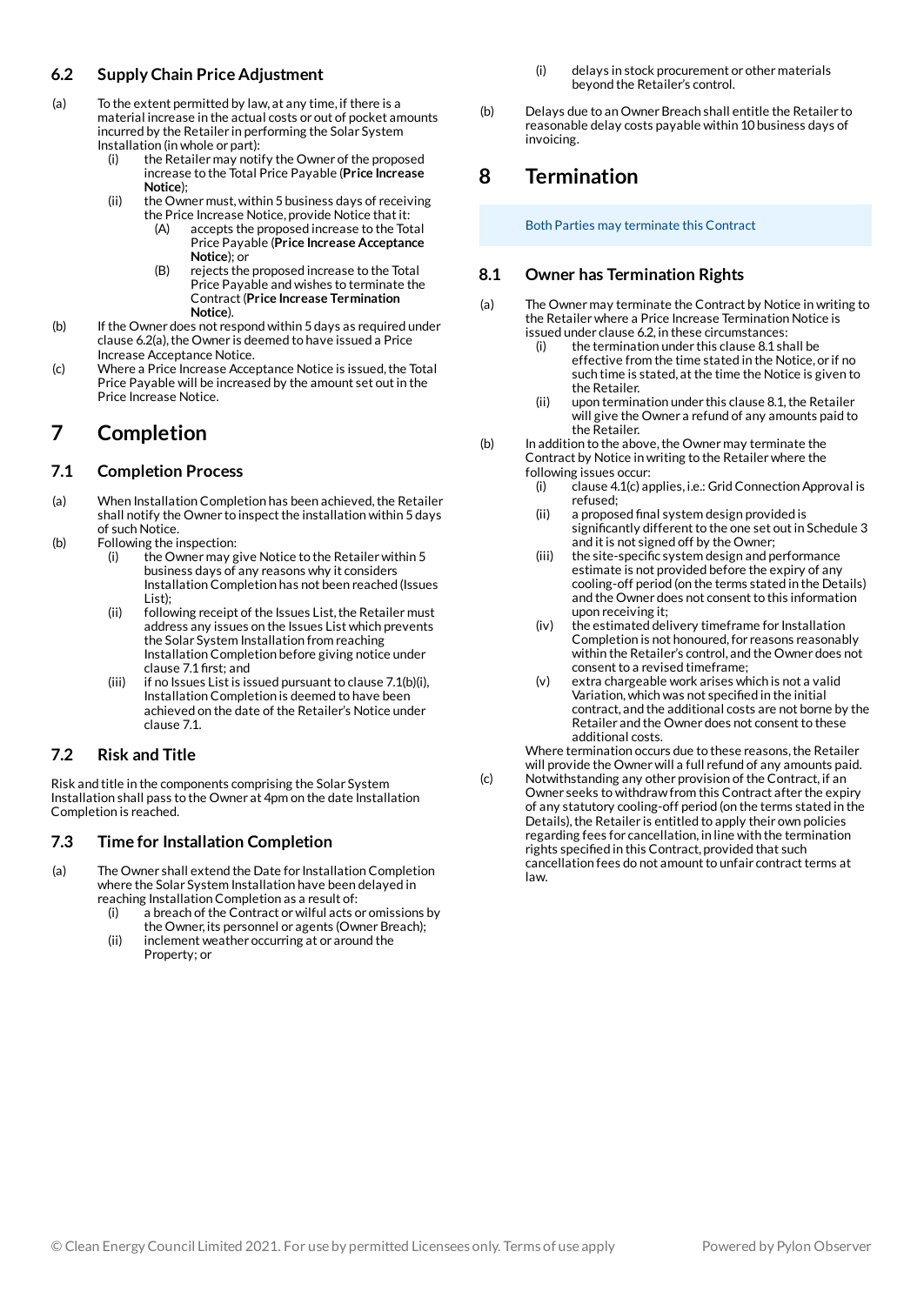### 6.2 Supply Chain Price Adjustment

(a) To the extent permitted by law, at any time, if there is a material increase in the actual costs or out of pocket amounts incurred by the Retailer in performing the Solar System Installation (in whole or part):

- (i) the Retailer may notify the Owner of the proposed increase to the Total Price Payable (**Price Increase Notice**);
- (ii) the Owner must, within 5 business days of receiving the Price Increase Notice, provide Notice that it:
  - (A) accepts the proposed increase to the Total Price Payable (**Price Increase Acceptance Notice**); or
  - (B) rejects the proposed increase to the Total Price Payable and wishes to terminate the Contract (**Price Increase Termination Notice**).

(b) If the Owner does not respond within 5 days as required under clause 6.2(a), the Owner is deemed to have issued a Price Increase Acceptance Notice.

(c) Where a Price Increase Acceptance Notice is issued, the Total Price Payable will be increased by the amount set out in the Price Increase Notice.

## 7 Completion

### 7.1 Completion Process

(a) When Installation Completion has been achieved, the Retailer shall notify the Owner to inspect the installation within 5 days of such Notice.

(b) Following the inspection:

- (i) the Owner may give Notice to the Retailer within 5 business days of any reasons why it considers Installation Completion has not been reached (Issues List);
- (ii) following receipt of the Issues List, the Retailer must address any issues on the Issues List which prevents the Solar System Installation from reaching Installation Completion before giving notice under clause 7.1 first; and
- (iii) if no Issues List is issued pursuant to clause 7.1(b)(i), Installation Completion is deemed to have been achieved on the date of the Retailer's Notice under clause 7.1.

### 7.2 Risk and Title

Risk and title in the components comprising the Solar System Installation shall pass to the Owner at 4pm on the date Installation Completion is reached.

### 7.3 Time for Installation Completion

(a) The Owner shall extend the Date for Installation Completion where the Solar System Installation have been delayed in reaching Installation Completion as a result of:

- (i) a breach of the Contract or wilful acts or omissions by the Owner, its personnel or agents (Owner Breach);
- (ii) inclement weather occurring at or around the Property; or
- (i) delays in stock procurement or other materials beyond the Retailer's control.

(b) Delays due to an Owner Breach shall entitle the Retailer to reasonable delay costs payable within 10 business days of invoicing.

## 8 Termination

Both Parties may terminate this Contract

### 8.1 Owner has Termination Rights

(a) The Owner may terminate the Contract by Notice in writing to the Retailer where a Price Increase Termination Notice is issued under clause 6.2, in these circumstances:

- (i) the termination under this clause 8.1 shall be effective from the time stated in the Notice, or if no such time is stated, at the time the Notice is given to the Retailer.
- (ii) upon termination under this clause 8.1, the Retailer will give the Owner a refund of any amounts paid to the Retailer.

(b) In addition to the above, the Owner may terminate the Contract by Notice in writing to the Retailer where the following issues occur:

- (i) clause 4.1(c) applies, i.e.: Grid Connection Approval is refused;
- (ii) a proposed final system design provided is significantly different to the one set out in Schedule 3 and it is not signed off by the Owner;
- (iii) the site-specific system design and performance estimate is not provided before the expiry of any cooling-off period (on the terms stated in the Details) and the Owner does not consent to this information upon receiving it;
- (iv) the estimated delivery timeframe for Installation Completion is not honoured, for reasons reasonably within the Retailer's control, and the Owner does not consent to a revised timeframe;
- (v) extra chargeable work arises which is not a valid Variation, which was not specified in the initial contract, and the additional costs are not borne by the Retailer and the Owner does not consent to these additional costs.

Where termination occurs due to these reasons, the Retailer will provide the Owner will a full refund of any amounts paid.

(c) Notwithstanding any other provision of the Contract, if an Owner seeks to withdraw from this Contract after the expiry of any statutory cooling-off period (on the terms stated in the Details), the Retailer is entitled to apply their own policies regarding fees for cancellation, in line with the termination rights specified in this Contract, provided that such cancellation fees do not amount to unfair contract terms at law.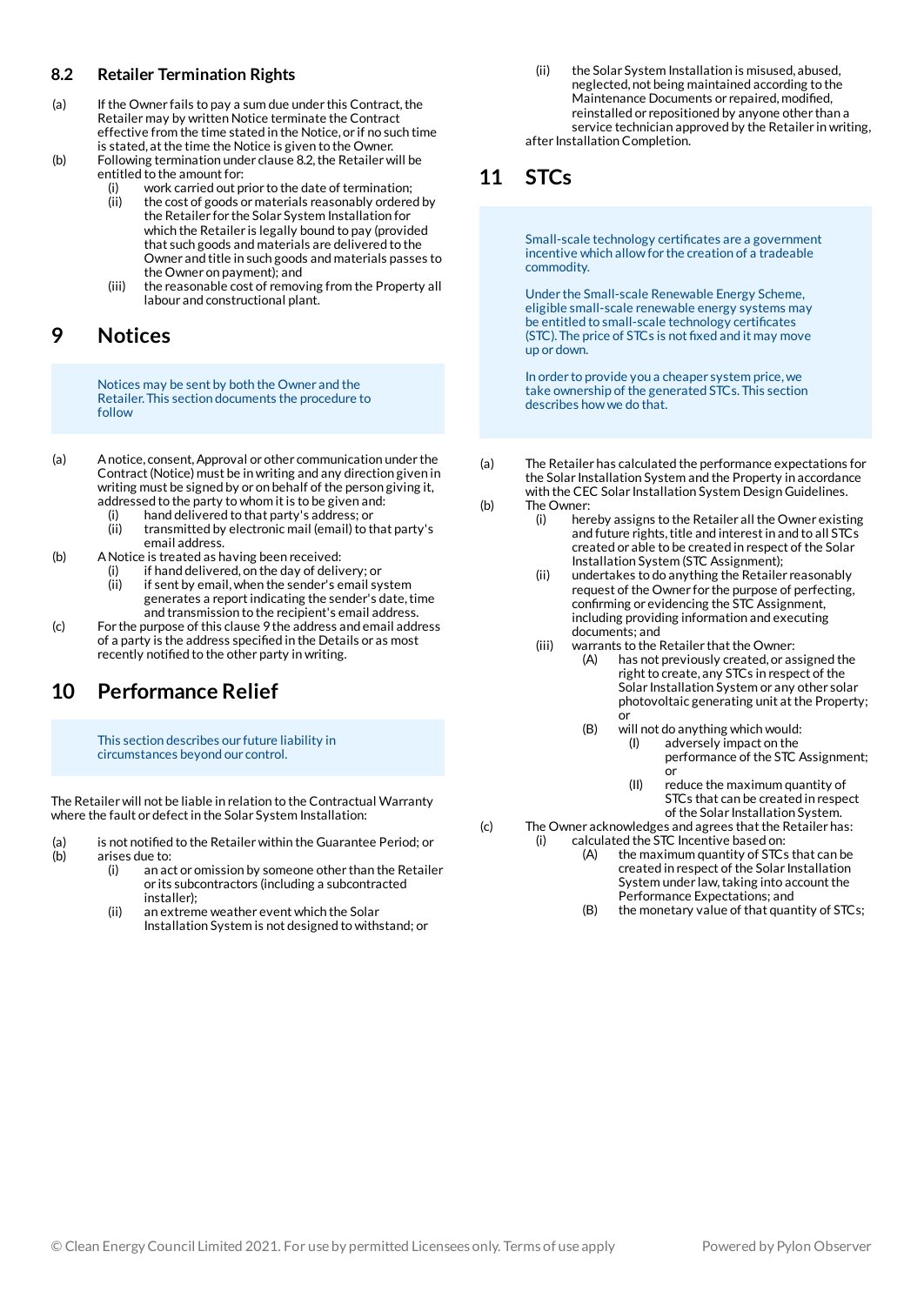## 8.2 Retailer Termination Rights

(a) If the Owner fails to pay a sum due under this Contract, the Retailer may by written Notice terminate the Contract effective from the time stated in the Notice, or if no such time is stated, at the time the Notice is given to the Owner.

(b) Following termination under clause 8.2, the Retailer will be entitled to the amount for:
   - (i) work carried out prior to the date of termination;
   - (ii) the cost of goods or materials reasonably ordered by the Retailer for the Solar System Installation for which the Retailer is legally bound to pay (provided that such goods and materials are delivered to the Owner and title in such goods and materials passes to the Owner on payment); and
   - (iii) the reasonable cost of removing from the Property all labour and constructional plant.

# 9 Notices

> Notices may be sent by both the Owner and the Retailer. This section documents the procedure to follow

(a) A notice, consent, Approval or other communication under the Contract (Notice) must be in writing and any direction given in writing must be signed by or on behalf of the person giving it, addressed to the party to whom it is to be given and:
   - (i) hand delivered to that party's address; or
   - (ii) transmitted by electronic mail (email) to that party's email address.

(b) A Notice is treated as having been received:
   - (i) if hand delivered, on the day of delivery; or
   - (ii) if sent by email, when the sender's email system generates a report indicating the sender's date, time and transmission to the recipient's email address.

(c) For the purpose of this clause 9 the address and email address of a party is the address specified in the Details or as most recently notified to the other party in writing.

# 10 Performance Relief

> This section describes our future liability in circumstances beyond our control.

The Retailer will not be liable in relation to the Contractual Warranty where the fault or defect in the Solar System Installation:

(a) is not notified to the Retailer within the Guarantee Period; or

(b) arises due to:
   - (i) an act or omission by someone other than the Retailer or its subcontractors (including a subcontracted installer);
   - (ii) an extreme weather event which the Solar Installation System is not designed to withstand; or
   - (ii) the Solar System Installation is misused, abused, neglected, not being maintained according to the Maintenance Documents or repaired, modified, reinstalled or repositioned by anyone other than a service technician approved by the Retailer in writing,

after Installation Completion.

# 11 STCs

> Small-scale technology certificates are a government incentive which allow for the creation of a tradeable commodity.
>
> Under the Small-scale Renewable Energy Scheme, eligible small-scale renewable energy systems may be entitled to small-scale technology certificates (STC). The price of STCs is not fixed and it may move up or down.
>
> In order to provide you a cheaper system price, we take ownership of the generated STCs. This section describes how we do that.

(a) The Retailer has calculated the performance expectations for the Solar Installation System and the Property in accordance with the CEC Solar Installation System Design Guidelines.

(b) The Owner:
   - (i) hereby assigns to the Retailer all the Owner existing and future rights, title and interest in and to all STCs created or able to be created in respect of the Solar Installation System (STC Assignment);
   - (ii) undertakes to do anything the Retailer reasonably request of the Owner for the purpose of perfecting, confirming or evidencing the STC Assignment, including providing information and executing documents; and
   - (iii) warrants to the Retailer that the Owner:
     - (A) has not previously created, or assigned the right to create, any STCs in respect of the Solar Installation System or any other solar photovoltaic generating unit at the Property; or
     - (B) will not do anything which would:
       - (I) adversely impact on the performance of the STC Assignment; or
       - (II) reduce the maximum quantity of STCs that can be created in respect of the Solar Installation System.

(c) The Owner acknowledges and agrees that the Retailer has:
   - (i) calculated the STC Incentive based on:
     - (A) the maximum quantity of STCs that can be created in respect of the Solar Installation System under law, taking into account the Performance Expectations; and
     - (B) the monetary value of that quantity of STCs;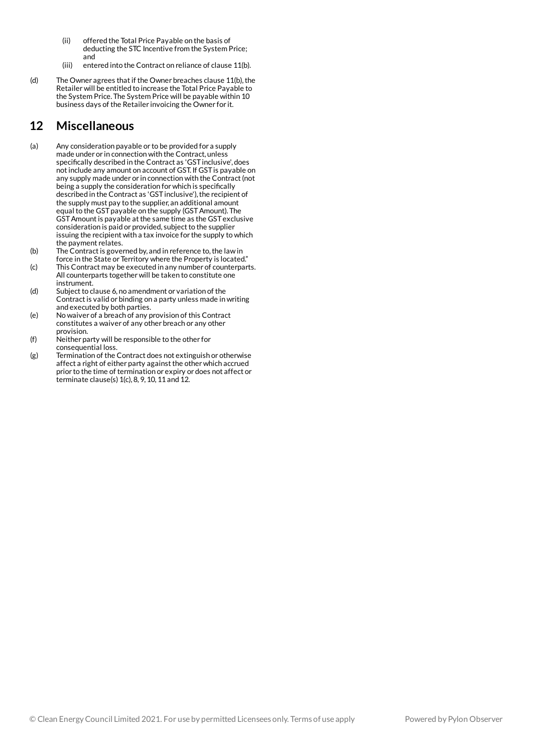(ii) offered the Total Price Payable on the basis of deducting the STC Incentive from the System Price; and

(iii) entered into the Contract on reliance of clause 11(b).

(d) The Owner agrees that if the Owner breaches clause 11(b), the Retailer will be entitled to increase the Total Price Payable to the System Price. The System Price will be payable within 10 business days of the Retailer invoicing the Owner for it.

## 12 Miscellaneous

(a) Any consideration payable or to be provided for a supply made under or in connection with the Contract, unless specifically described in the Contract as 'GST inclusive', does not include any amount on account of GST. If GST is payable on any supply made under or in connection with the Contract (not being a supply the consideration for which is specifically described in the Contract as 'GST inclusive'), the recipient of the supply must pay to the supplier, an additional amount equal to the GST payable on the supply (GST Amount). The GST Amount is payable at the same time as the GST exclusive consideration is paid or provided, subject to the supplier issuing the recipient with a tax invoice for the supply to which the payment relates.

(b) The Contract is governed by, and in reference to, the law in force in the State or Territory where the Property is located."

(c) This Contract may be executed in any number of counterparts. All counterparts together will be taken to constitute one instrument.

(d) Subject to clause 6, no amendment or variation of the Contract is valid or binding on a party unless made in writing and executed by both parties.

(e) No waiver of a breach of any provision of this Contract constitutes a waiver of any other breach or any other provision.

(f) Neither party will be responsible to the other for consequential loss.

(g) Termination of the Contract does not extinguish or otherwise affect a right of either party against the other which accrued prior to the time of termination or expiry or does not affect or terminate clause(s) 1(c), 8, 9, 10, 11 and 12.